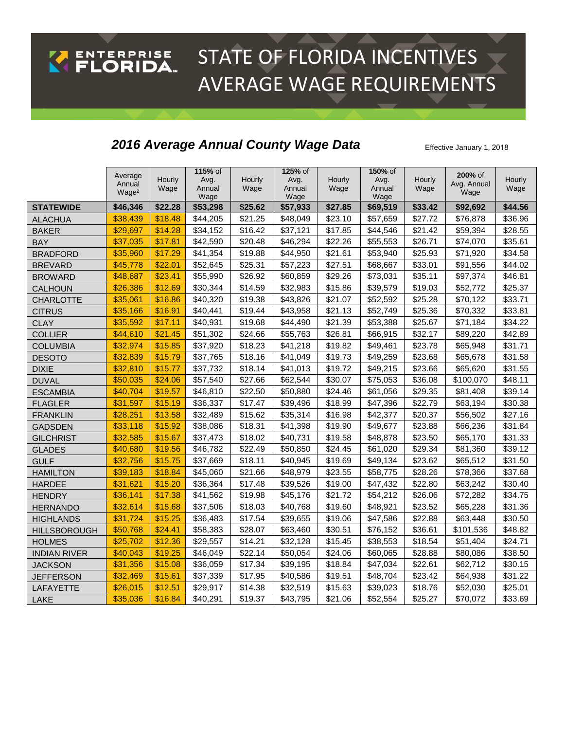ENTERPRISE FLORIDA

# STATE OF FLORIDA INCENTIVES AVERAGE WAGE REQUIREMENTS

## *2016 Average Annual County Wage Data*

Effective January 1, 2018

| | Average Annual Wage[2] | Hourly Wage | **115%** of Avg. Annual Wage | Hourly Wage | **125%** of Avg. Annual Wage | Hourly Wage | **150%** of Avg. Annual Wage | Hourly Wage | **200%** of Avg. Annual Wage | Hourly Wage |
|---|---|---|---|---|---|---|---|---|---|---|
| **STATEWIDE** | **$46,346** | **$22.28** | **$53,298** | **$25.62** | **$57,933** | **$27.85** | **$69,519** | **$33.42** | **$92,692** | **$44.56** |
| ALACHUA | $38,439 | $18.48 | $44,205 | $21.25 | $48,049 | $23.10 | $57,659 | $27.72 | $76,878 | $36.96 |
| BAKER | $29,697 | $14.28 | $34,152 | $16.42 | $37,121 | $17.85 | $44,546 | $21.42 | $59,394 | $28.55 |
| BAY | $37,035 | $17.81 | $42,590 | $20.48 | $46,294 | $22.26 | $55,553 | $26.71 | $74,070 | $35.61 |
| BRADFORD | $35,960 | $17.29 | $41,354 | $19.88 | $44,950 | $21.61 | $53,940 | $25.93 | $71,920 | $34.58 |
| BREVARD | $45,778 | $22.01 | $52,645 | $25.31 | $57,223 | $27.51 | $68,667 | $33.01 | $91,556 | $44.02 |
| BROWARD | $48,687 | $23.41 | $55,990 | $26.92 | $60,859 | $29.26 | $73,031 | $35.11 | $97,374 | $46.81 |
| CALHOUN | $26,386 | $12.69 | $30,344 | $14.59 | $32,983 | $15.86 | $39,579 | $19.03 | $52,772 | $25.37 |
| CHARLOTTE | $35,061 | $16.86 | $40,320 | $19.38 | $43,826 | $21.07 | $52,592 | $25.28 | $70,122 | $33.71 |
| CITRUS | $35,166 | $16.91 | $40,441 | $19.44 | $43,958 | $21.13 | $52,749 | $25.36 | $70,332 | $33.81 |
| CLAY | $35,592 | $17.11 | $40,931 | $19.68 | $44,490 | $21.39 | $53,388 | $25.67 | $71,184 | $34.22 |
| COLLIER | $44,610 | $21.45 | $51,302 | $24.66 | $55,763 | $26.81 | $66,915 | $32.17 | $89,220 | $42.89 |
| COLUMBIA | $32,974 | $15.85 | $37,920 | $18.23 | $41,218 | $19.82 | $49,461 | $23.78 | $65,948 | $31.71 |
| DESOTO | $32,839 | $15.79 | $37,765 | $18.16 | $41,049 | $19.73 | $49,259 | $23.68 | $65,678 | $31.58 |
| DIXIE | $32,810 | $15.77 | $37,732 | $18.14 | $41,013 | $19.72 | $49,215 | $23.66 | $65,620 | $31.55 |
| DUVAL | $50,035 | $24.06 | $57,540 | $27.66 | $62,544 | $30.07 | $75,053 | $36.08 | $100,070 | $48.11 |
| ESCAMBIA | $40,704 | $19.57 | $46,810 | $22.50 | $50,880 | $24.46 | $61,056 | $29.35 | $81,408 | $39.14 |
| FLAGLER | $31,597 | $15.19 | $36,337 | $17.47 | $39,496 | $18.99 | $47,396 | $22.79 | $63,194 | $30.38 |
| FRANKLIN | $28,251 | $13.58 | $32,489 | $15.62 | $35,314 | $16.98 | $42,377 | $20.37 | $56,502 | $27.16 |
| GADSDEN | $33,118 | $15.92 | $38,086 | $18.31 | $41,398 | $19.90 | $49,677 | $23.88 | $66,236 | $31.84 |
| GILCHRIST | $32,585 | $15.67 | $37,473 | $18.02 | $40,731 | $19.58 | $48,878 | $23.50 | $65,170 | $31.33 |
| GLADES | $40,680 | $19.56 | $46,782 | $22.49 | $50,850 | $24.45 | $61,020 | $29.34 | $81,360 | $39.12 |
| GULF | $32,756 | $15.75 | $37,669 | $18.11 | $40,945 | $19.69 | $49,134 | $23.62 | $65,512 | $31.50 |
| HAMILTON | $39,183 | $18.84 | $45,060 | $21.66 | $48,979 | $23.55 | $58,775 | $28.26 | $78,366 | $37.68 |
| HARDEE | $31,621 | $15.20 | $36,364 | $17.48 | $39,526 | $19.00 | $47,432 | $22.80 | $63,242 | $30.40 |
| HENDRY | $36,141 | $17.38 | $41,562 | $19.98 | $45,176 | $21.72 | $54,212 | $26.06 | $72,282 | $34.75 |
| HERNANDO | $32,614 | $15.68 | $37,506 | $18.03 | $40,768 | $19.60 | $48,921 | $23.52 | $65,228 | $31.36 |
| HIGHLANDS | $31,724 | $15.25 | $36,483 | $17.54 | $39,655 | $19.06 | $47,586 | $22.88 | $63,448 | $30.50 |
| HILLSBOROUGH | $50,768 | $24.41 | $58,383 | $28.07 | $63,460 | $30.51 | $76,152 | $36.61 | $101,536 | $48.82 |
| HOLMES | $25,702 | $12.36 | $29,557 | $14.21 | $32,128 | $15.45 | $38,553 | $18.54 | $51,404 | $24.71 |
| INDIAN RIVER | $40,043 | $19.25 | $46,049 | $22.14 | $50,054 | $24.06 | $60,065 | $28.88 | $80,086 | $38.50 |
| JACKSON | $31,356 | $15.08 | $36,059 | $17.34 | $39,195 | $18.84 | $47,034 | $22.61 | $62,712 | $30.15 |
| JEFFERSON | $32,469 | $15.61 | $37,339 | $17.95 | $40,586 | $19.51 | $48,704 | $23.42 | $64,938 | $31.22 |
| LAFAYETTE | $26,015 | $12.51 | $29,917 | $14.38 | $32,519 | $15.63 | $39,023 | $18.76 | $52,030 | $25.01 |
| LAKE | $35,036 | $16.84 | $40,291 | $19.37 | $43,795 | $21.06 | $52,554 | $25.27 | $70,072 | $33.69 |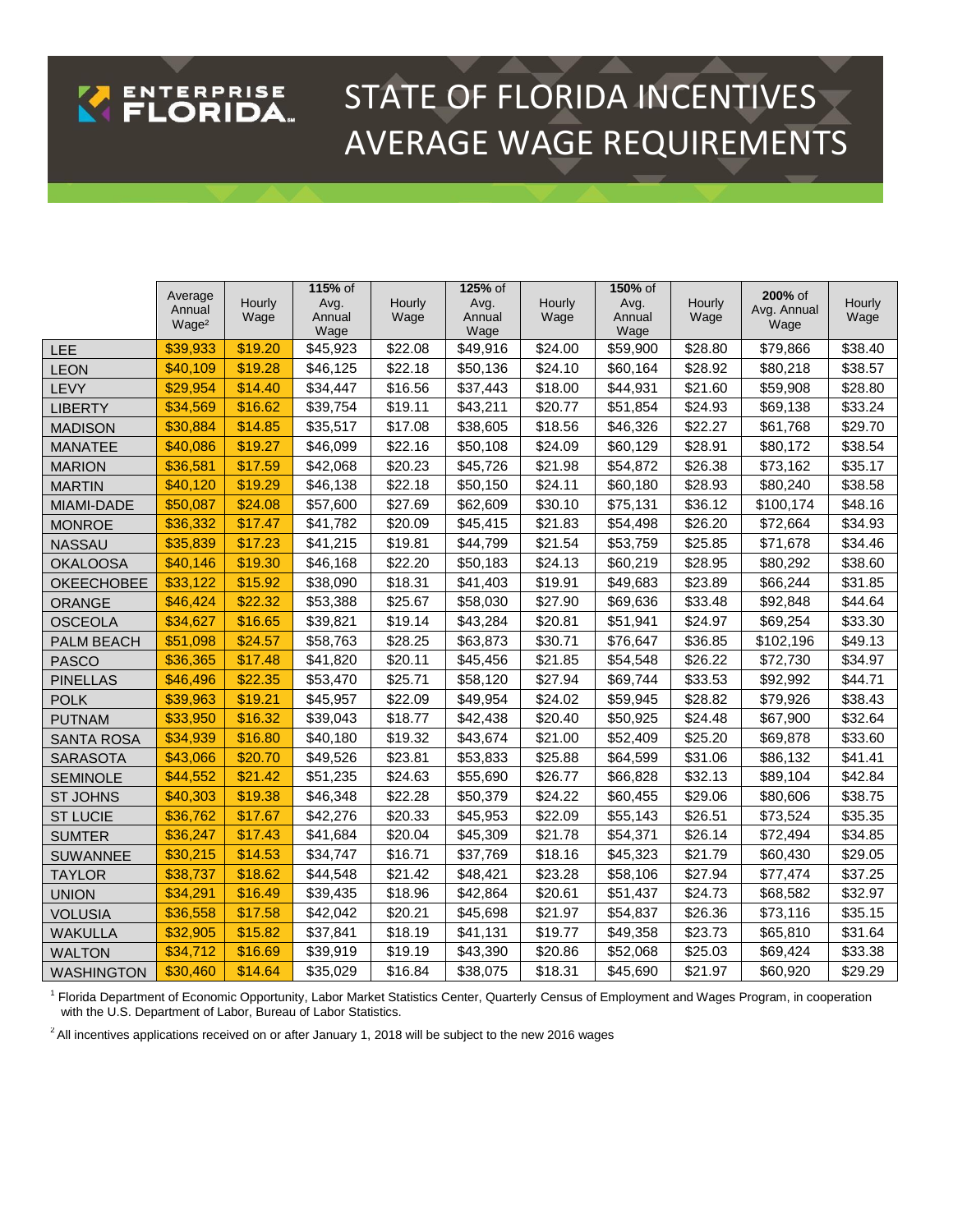# STATE OF FLORIDA INCENTIVES AVERAGE WAGE REQUIREMENTS

| | Average Annual Wage[2] | Hourly Wage | **115%** of Avg. Annual Wage | Hourly Wage | **125%** of Avg. Annual Wage | Hourly Wage | **150%** of Avg. Annual Wage | Hourly Wage | **200%** of Avg. Annual Wage | Hourly Wage |
|---|---|---|---|---|---|---|---|---|---|---|
| LEE | $39,933 | $19.20 | $45,923 | $22.08 | $49,916 | $24.00 | $59,900 | $28.80 | $79,866 | $38.40 |
| LEON | $40,109 | $19.28 | $46,125 | $22.18 | $50,136 | $24.10 | $60,164 | $28.92 | $80,218 | $38.57 |
| LEVY | $29,954 | $14.40 | $34,447 | $16.56 | $37,443 | $18.00 | $44,931 | $21.60 | $59,908 | $28.80 |
| LIBERTY | $34,569 | $16.62 | $39,754 | $19.11 | $43,211 | $20.77 | $51,854 | $24.93 | $69,138 | $33.24 |
| MADISON | $30,884 | $14.85 | $35,517 | $17.08 | $38,605 | $18.56 | $46,326 | $22.27 | $61,768 | $29.70 |
| MANATEE | $40,086 | $19.27 | $46,099 | $22.16 | $50,108 | $24.09 | $60,129 | $28.91 | $80,172 | $38.54 |
| MARION | $36,581 | $17.59 | $42,068 | $20.23 | $45,726 | $21.98 | $54,872 | $26.38 | $73,162 | $35.17 |
| MARTIN | $40,120 | $19.29 | $46,138 | $22.18 | $50,150 | $24.11 | $60,180 | $28.93 | $80,240 | $38.58 |
| MIAMI-DADE | $50,087 | $24.08 | $57,600 | $27.69 | $62,609 | $30.10 | $75,131 | $36.12 | $100,174 | $48.16 |
| MONROE | $36,332 | $17.47 | $41,782 | $20.09 | $45,415 | $21.83 | $54,498 | $26.20 | $72,664 | $34.93 |
| NASSAU | $35,839 | $17.23 | $41,215 | $19.81 | $44,799 | $21.54 | $53,759 | $25.85 | $71,678 | $34.46 |
| OKALOOSA | $40,146 | $19.30 | $46,168 | $22.20 | $50,183 | $24.13 | $60,219 | $28.95 | $80,292 | $38.60 |
| OKEECHOBEE | $33,122 | $15.92 | $38,090 | $18.31 | $41,403 | $19.91 | $49,683 | $23.89 | $66,244 | $31.85 |
| ORANGE | $46,424 | $22.32 | $53,388 | $25.67 | $58,030 | $27.90 | $69,636 | $33.48 | $92,848 | $44.64 |
| OSCEOLA | $34,627 | $16.65 | $39,821 | $19.14 | $43,284 | $20.81 | $51,941 | $24.97 | $69,254 | $33.30 |
| PALM BEACH | $51,098 | $24.57 | $58,763 | $28.25 | $63,873 | $30.71 | $76,647 | $36.85 | $102,196 | $49.13 |
| PASCO | $36,365 | $17.48 | $41,820 | $20.11 | $45,456 | $21.85 | $54,548 | $26.22 | $72,730 | $34.97 |
| PINELLAS | $46,496 | $22.35 | $53,470 | $25.71 | $58,120 | $27.94 | $69,744 | $33.53 | $92,992 | $44.71 |
| POLK | $39,963 | $19.21 | $45,957 | $22.09 | $49,954 | $24.02 | $59,945 | $28.82 | $79,926 | $38.43 |
| PUTNAM | $33,950 | $16.32 | $39,043 | $18.77 | $42,438 | $20.40 | $50,925 | $24.48 | $67,900 | $32.64 |
| SANTA ROSA | $34,939 | $16.80 | $40,180 | $19.32 | $43,674 | $21.00 | $52,409 | $25.20 | $69,878 | $33.60 |
| SARASOTA | $43,066 | $20.70 | $49,526 | $23.81 | $53,833 | $25.88 | $64,599 | $31.06 | $86,132 | $41.41 |
| SEMINOLE | $44,552 | $21.42 | $51,235 | $24.63 | $55,690 | $26.77 | $66,828 | $32.13 | $89,104 | $42.84 |
| ST JOHNS | $40,303 | $19.38 | $46,348 | $22.28 | $50,379 | $24.22 | $60,455 | $29.06 | $80,606 | $38.75 |
| ST LUCIE | $36,762 | $17.67 | $42,276 | $20.33 | $45,953 | $22.09 | $55,143 | $26.51 | $73,524 | $35.35 |
| SUMTER | $36,247 | $17.43 | $41,684 | $20.04 | $45,309 | $21.78 | $54,371 | $26.14 | $72,494 | $34.85 |
| SUWANNEE | $30,215 | $14.53 | $34,747 | $16.71 | $37,769 | $18.16 | $45,323 | $21.79 | $60,430 | $29.05 |
| TAYLOR | $38,737 | $18.62 | $44,548 | $21.42 | $48,421 | $23.28 | $58,106 | $27.94 | $77,474 | $37.25 |
| UNION | $34,291 | $16.49 | $39,435 | $18.96 | $42,864 | $20.61 | $51,437 | $24.73 | $68,582 | $32.97 |
| VOLUSIA | $36,558 | $17.58 | $42,042 | $20.21 | $45,698 | $21.97 | $54,837 | $26.36 | $73,116 | $35.15 |
| WAKULLA | $32,905 | $15.82 | $37,841 | $18.19 | $41,131 | $19.77 | $49,358 | $23.73 | $65,810 | $31.64 |
| WALTON | $34,712 | $16.69 | $39,919 | $19.19 | $43,390 | $20.86 | $52,068 | $25.03 | $69,424 | $33.38 |
| WASHINGTON | $30,460 | $14.64 | $35,029 | $16.84 | $38,075 | $18.31 | $45,690 | $21.97 | $60,920 | $29.29 |

[1] Florida Department of Economic Opportunity, Labor Market Statistics Center, Quarterly Census of Employment and Wages Program, in cooperation with the U.S. Department of Labor, Bureau of Labor Statistics.

[2] All incentives applications received on or after January 1, 2018 will be subject to the new 2016 wages